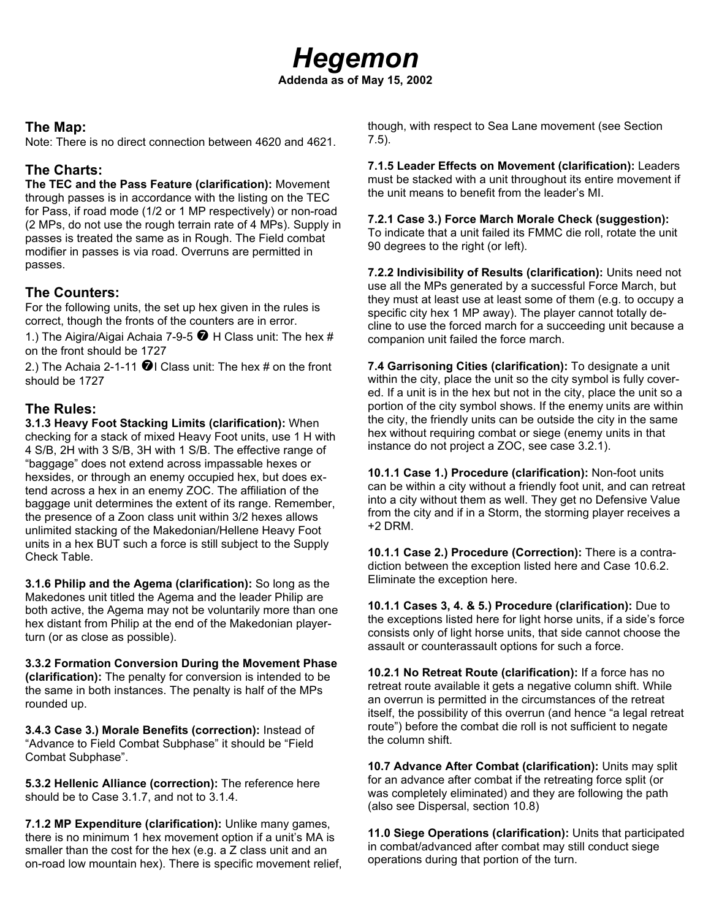// Hegemon

**Addenda as of May 15, 2002**

## The Map:

Note: There is no direct connection between 4620 and 4621.

## The Charts:

**The TEC and the Pass Feature (clarification):** Movement through passes is in accordance with the listing on the TEC for Pass, if road mode (1/2 or 1 MP respectively) or non-road (2 MPs, do not use the rough terrain rate of 4 MPs). Supply in passes is treated the same as in Rough. The Field combat modifier in passes is via road. Overruns are permitted in passes.

## The Counters:

For the following units, the set up hex given in the rules is correct, though the fronts of the counters are in error.

1.) The Aigira/Aigai Achaia 7-9-5 ❼ H Class unit: The hex # on the front should be 1727

2.) The Achaia 2-1-11 ❼I Class unit: The hex # on the front should be 1727

## The Rules:

**3.1.3 Heavy Foot Stacking Limits (clarification):** When checking for a stack of mixed Heavy Foot units, use 1 H with 4 S/B, 2H with 3 S/B, 3H with 1 S/B. The effective range of "baggage" does not extend across impassable hexes or hexsides, or through an enemy occupied hex, but does extend across a hex in an enemy ZOC. The affiliation of the baggage unit determines the extent of its range. Remember, the presence of a Zoon class unit within 3/2 hexes allows unlimited stacking of the Makedonian/Hellene Heavy Foot units in a hex BUT such a force is still subject to the Supply Check Table.

**3.1.6 Philip and the Agema (clarification):** So long as the Makedones unit titled the Agema and the leader Philip are both active, the Agema may not be voluntarily more than one hex distant from Philip at the end of the Makedonian player-turn (or as close as possible).

**3.3.2 Formation Conversion During the Movement Phase (clarification):** The penalty for conversion is intended to be the same in both instances. The penalty is half of the MPs rounded up.

**3.4.3 Case 3.) Morale Benefits (correction):** Instead of "Advance to Field Combat Subphase" it should be "Field Combat Subphase".

**5.3.2 Hellenic Alliance (correction):** The reference here should be to Case 3.1.7, and not to 3.1.4.

**7.1.2 MP Expenditure (clarification):** Unlike many games, there is no minimum 1 hex movement option if a unit's MA is smaller than the cost for the hex (e.g. a Z class unit and an on-road low mountain hex). There is specific movement relief, though, with respect to Sea Lane movement (see Section 7.5).

**7.1.5 Leader Effects on Movement (clarification):** Leaders must be stacked with a unit throughout its entire movement if the unit means to benefit from the leader's MI.

**7.2.1 Case 3.) Force March Morale Check (suggestion):** To indicate that a unit failed its FMMC die roll, rotate the unit 90 degrees to the right (or left).

**7.2.2 Indivisibility of Results (clarification):** Units need not use all the MPs generated by a successful Force March, but they must at least use at least some of them (e.g. to occupy a specific city hex 1 MP away). The player cannot totally decline to use the forced march for a succeeding unit because a companion unit failed the force march.

**7.4 Garrisoning Cities (clarification):** To designate a unit within the city, place the unit so the city symbol is fully covered. If a unit is in the hex but not in the city, place the unit so a portion of the city symbol shows. If the enemy units are within the city, the friendly units can be outside the city in the same hex without requiring combat or siege (enemy units in that instance do not project a ZOC, see case 3.2.1).

**10.1.1 Case 1.) Procedure (clarification):** Non-foot units can be within a city without a friendly foot unit, and can retreat into a city without them as well. They get no Defensive Value from the city and if in a Storm, the storming player receives a +2 DRM.

**10.1.1 Case 2.) Procedure (Correction):** There is a contradiction between the exception listed here and Case 10.6.2. Eliminate the exception here.

**10.1.1 Cases 3, 4. & 5.) Procedure (clarification):** Due to the exceptions listed here for light horse units, if a side's force consists only of light horse units, that side cannot choose the assault or counterassault options for such a force.

**10.2.1 No Retreat Route (clarification):** If a force has no retreat route available it gets a negative column shift. While an overrun is permitted in the circumstances of the retreat itself, the possibility of this overrun (and hence "a legal retreat route") before the combat die roll is not sufficient to negate the column shift.

**10.7 Advance After Combat (clarification):** Units may split for an advance after combat if the retreating force split (or was completely eliminated) and they are following the path (also see Dispersal, section 10.8)

**11.0 Siege Operations (clarification):** Units that participated in combat/advanced after combat may still conduct siege operations during that portion of the turn.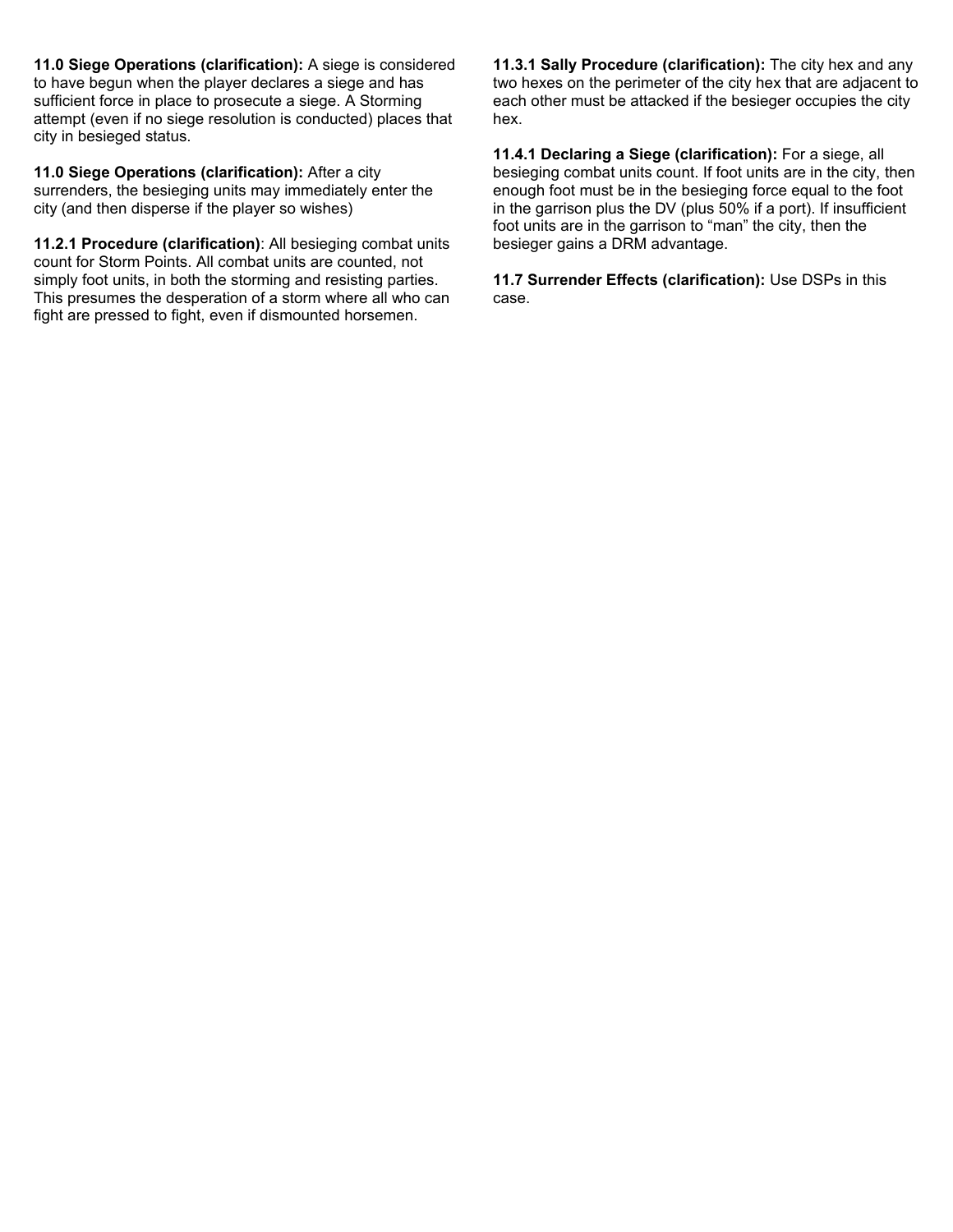**11.0 Siege Operations (clarification):** A siege is considered to have begun when the player declares a siege and has sufficient force in place to prosecute a siege. A Storming attempt (even if no siege resolution is conducted) places that city in besieged status.

**11.0 Siege Operations (clarification):** After a city surrenders, the besieging units may immediately enter the city (and then disperse if the player so wishes)

**11.2.1 Procedure (clarification)**: All besieging combat units count for Storm Points. All combat units are counted, not simply foot units, in both the storming and resisting parties. This presumes the desperation of a storm where all who can fight are pressed to fight, even if dismounted horsemen.

**11.3.1 Sally Procedure (clarification):** The city hex and any two hexes on the perimeter of the city hex that are adjacent to each other must be attacked if the besieger occupies the city hex.

**11.4.1 Declaring a Siege (clarification):** For a siege, all besieging combat units count. If foot units are in the city, then enough foot must be in the besieging force equal to the foot in the garrison plus the DV (plus 50% if a port). If insufficient foot units are in the garrison to "man" the city, then the besieger gains a DRM advantage.

**11.7 Surrender Effects (clarification):** Use DSPs in this case.